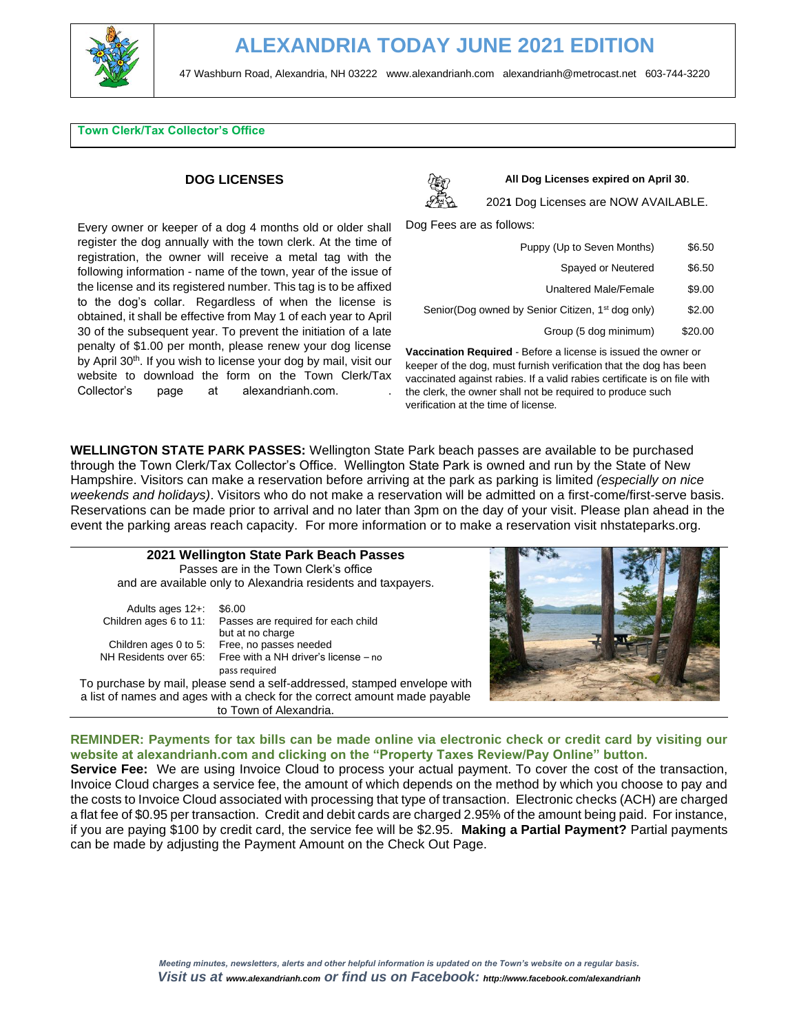# ALEXANDRIA TODAY JUNE 2021 EDITION

47 Washburn Road, Alexandria, NH 03222 www.alexandrianh.com alexandrianh@metrocast.net 603-744-3220

## Town Clerk/Tax Collector's Office

### DOG LICENSES

Every owner or keeper of a dog 4 months old or older shall register the dog annually with the town clerk. At the time of registration, the owner will receive a metal tag with the following information - name of the town, year of the issue of the license and its registered number. This tag is to be affixed to the dog's collar. Regardless of when the license is obtained, it shall be effective from May 1 of each year to April 30 of the subsequent year. To prevent the initiation of a late penalty of $1.00 per month, please renew your dog license by April 30th. If you wish to license your dog by mail, visit our website to download the form on the Town Clerk/Tax Collector's page at alexandrianh.com.

**All Dog Licenses expired on April 30.**

202**1** Dog Licenses are NOW AVAILABLE.

Dog Fees are as follows:

| | |
|---|---|
| Puppy (Up to Seven Months) | $6.50 |
| Spayed or Neutered | $6.50 |
| Unaltered Male/Female | $9.00 |
| Senior(Dog owned by Senior Citizen, 1st dog only) | $2.00 |
| Group (5 dog minimum) | $20.00 |

**Vaccination Required** - Before a license is issued the owner or keeper of the dog, must furnish verification that the dog has been vaccinated against rabies. If a valid rabies certificate is on file with the clerk, the owner shall not be required to produce such verification at the time of license.

**WELLINGTON STATE PARK PASSES:** Wellington State Park beach passes are available to be purchased through the Town Clerk/Tax Collector's Office. Wellington State Park is owned and run by the State of New Hampshire. Visitors can make a reservation before arriving at the park as parking is limited *(especially on nice weekends and holidays)*. Visitors who do not make a reservation will be admitted on a first-come/first-serve basis. Reservations can be made prior to arrival and no later than 3pm on the day of your visit. Please plan ahead in the event the parking areas reach capacity. For more information or to make a reservation visit nhstateparks.org.

**2021 Wellington State Park Beach Passes**

Passes are in the Town Clerk's office and are available only to Alexandria residents and taxpayers.

| | |
|---|---|
| Adults ages 12+: | $6.00 |
| Children ages 6 to 11: | Passes are required for each child but at no charge |
| Children ages 0 to 5: | Free, no passes needed |
| NH Residents over 65: | Free with a NH driver's license – no pass required |

To purchase by mail, please send a self-addressed, stamped envelope with a list of names and ages with a check for the correct amount made payable to Town of Alexandria.

**REMINDER: Payments for tax bills can be made online via electronic check or credit card by visiting our website at alexandrianh.com and clicking on the "Property Taxes Review/Pay Online" button.**

**Service Fee:** We are using Invoice Cloud to process your actual payment. To cover the cost of the transaction, Invoice Cloud charges a service fee, the amount of which depends on the method by which you choose to pay and the costs to Invoice Cloud associated with processing that type of transaction. Electronic checks (ACH) are charged a flat fee of $0.95 per transaction. Credit and debit cards are charged 2.95% of the amount being paid. For instance, if you are paying $100 by credit card, the service fee will be $2.95. **Making a Partial Payment?** Partial payments can be made by adjusting the Payment Amount on the Check Out Page.

*Meeting minutes, newsletters, alerts and other helpful information is updated on the Town's website on a regular basis.*

*Visit us at www.alexandrianh.com or find us on Facebook: http://www.facebook.com/alexandrianh*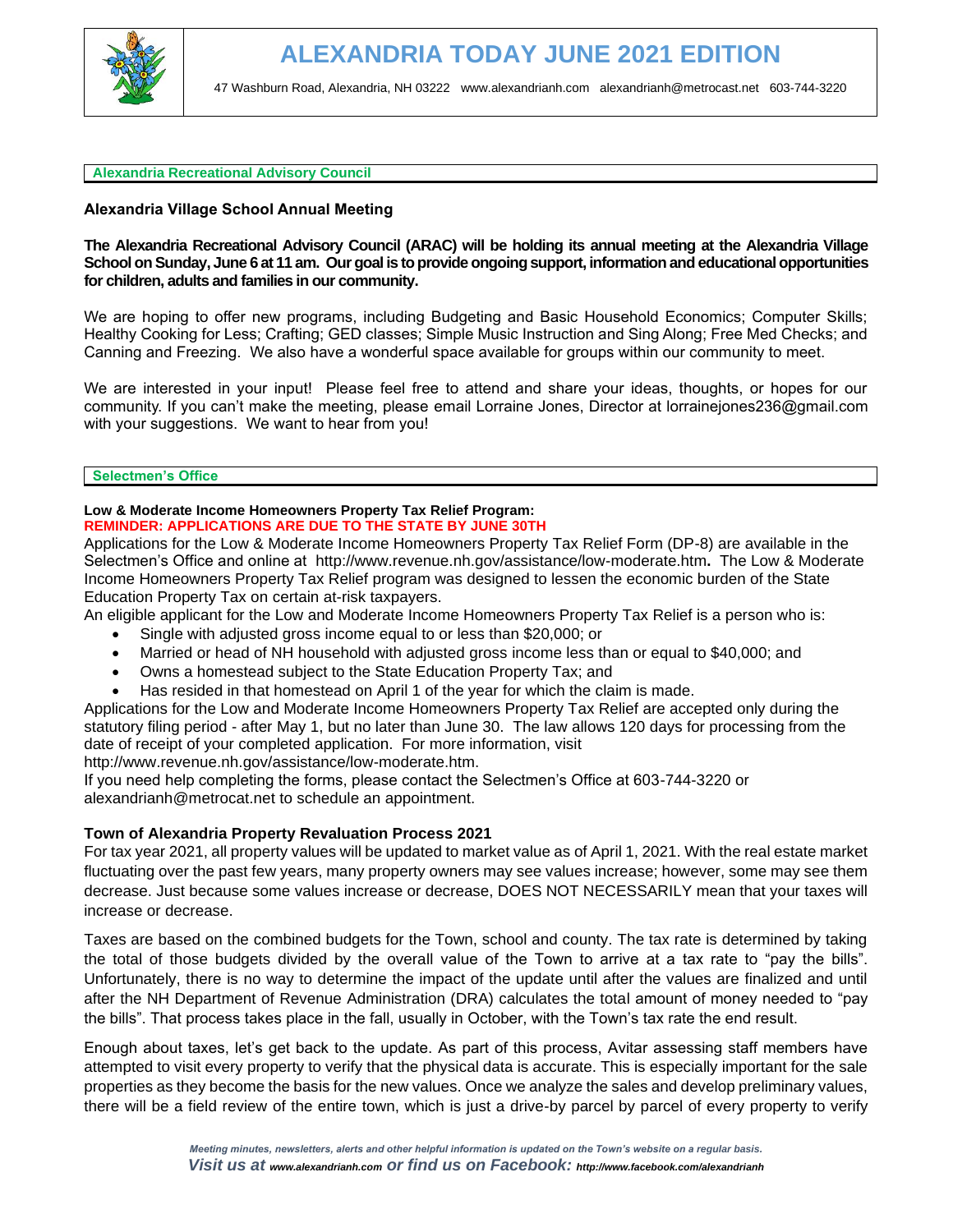# ALEXANDRIA TODAY JUNE 2021 EDITION

47 Washburn Road, Alexandria, NH 03222 www.alexandrianh.com alexandrianh@metrocast.net 603-744-3220

## Alexandria Recreational Advisory Council

### Alexandria Village School Annual Meeting

**The Alexandria Recreational Advisory Council (ARAC) will be holding its annual meeting at the Alexandria Village School on Sunday, June 6 at 11 am. Our goal is to provide ongoing support, information and educational opportunities for children, adults and families in our community.**

We are hoping to offer new programs, including Budgeting and Basic Household Economics; Computer Skills; Healthy Cooking for Less; Crafting; GED classes; Simple Music Instruction and Sing Along; Free Med Checks; and Canning and Freezing. We also have a wonderful space available for groups within our community to meet.

We are interested in your input! Please feel free to attend and share your ideas, thoughts, or hopes for our community. If you can't make the meeting, please email Lorraine Jones, Director at lorrainejones236@gmail.com with your suggestions. We want to hear from you!

## Selectmen's Office

**Low & Moderate Income Homeowners Property Tax Relief Program:**
**REMINDER: APPLICATIONS ARE DUE TO THE STATE BY JUNE 30TH**

Applications for the Low & Moderate Income Homeowners Property Tax Relief Form (DP-8) are available in the Selectmen's Office and online at http://www.revenue.nh.gov/assistance/low-moderate.htm**.** The Low & Moderate Income Homeowners Property Tax Relief program was designed to lessen the economic burden of the State Education Property Tax on certain at-risk taxpayers.

An eligible applicant for the Low and Moderate Income Homeowners Property Tax Relief is a person who is:

- Single with adjusted gross income equal to or less than $20,000; or
- Married or head of NH household with adjusted gross income less than or equal to $40,000; and
- Owns a homestead subject to the State Education Property Tax; and
- Has resided in that homestead on April 1 of the year for which the claim is made.

Applications for the Low and Moderate Income Homeowners Property Tax Relief are accepted only during the statutory filing period - after May 1, but no later than June 30. The law allows 120 days for processing from the date of receipt of your completed application. For more information, visit http://www.revenue.nh.gov/assistance/low-moderate.htm.

If you need help completing the forms, please contact the Selectmen's Office at 603-744-3220 or alexandrianh@metrocat.net to schedule an appointment.

### Town of Alexandria Property Revaluation Process 2021

For tax year 2021, all property values will be updated to market value as of April 1, 2021. With the real estate market fluctuating over the past few years, many property owners may see values increase; however, some may see them decrease. Just because some values increase or decrease, DOES NOT NECESSARILY mean that your taxes will increase or decrease.

Taxes are based on the combined budgets for the Town, school and county. The tax rate is determined by taking the total of those budgets divided by the overall value of the Town to arrive at a tax rate to "pay the bills". Unfortunately, there is no way to determine the impact of the update until after the values are finalized and until after the NH Department of Revenue Administration (DRA) calculates the total amount of money needed to "pay the bills". That process takes place in the fall, usually in October, with the Town's tax rate the end result.

Enough about taxes, let's get back to the update. As part of this process, Avitar assessing staff members have attempted to visit every property to verify that the physical data is accurate. This is especially important for the sale properties as they become the basis for the new values. Once we analyze the sales and develop preliminary values, there will be a field review of the entire town, which is just a drive-by parcel by parcel of every property to verify

*Meeting minutes, newsletters, alerts and other helpful information is updated on the Town's website on a regular basis.*
***Visit us at www.alexandrianh.com or find us on Facebook: http://www.facebook.com/alexandrianh***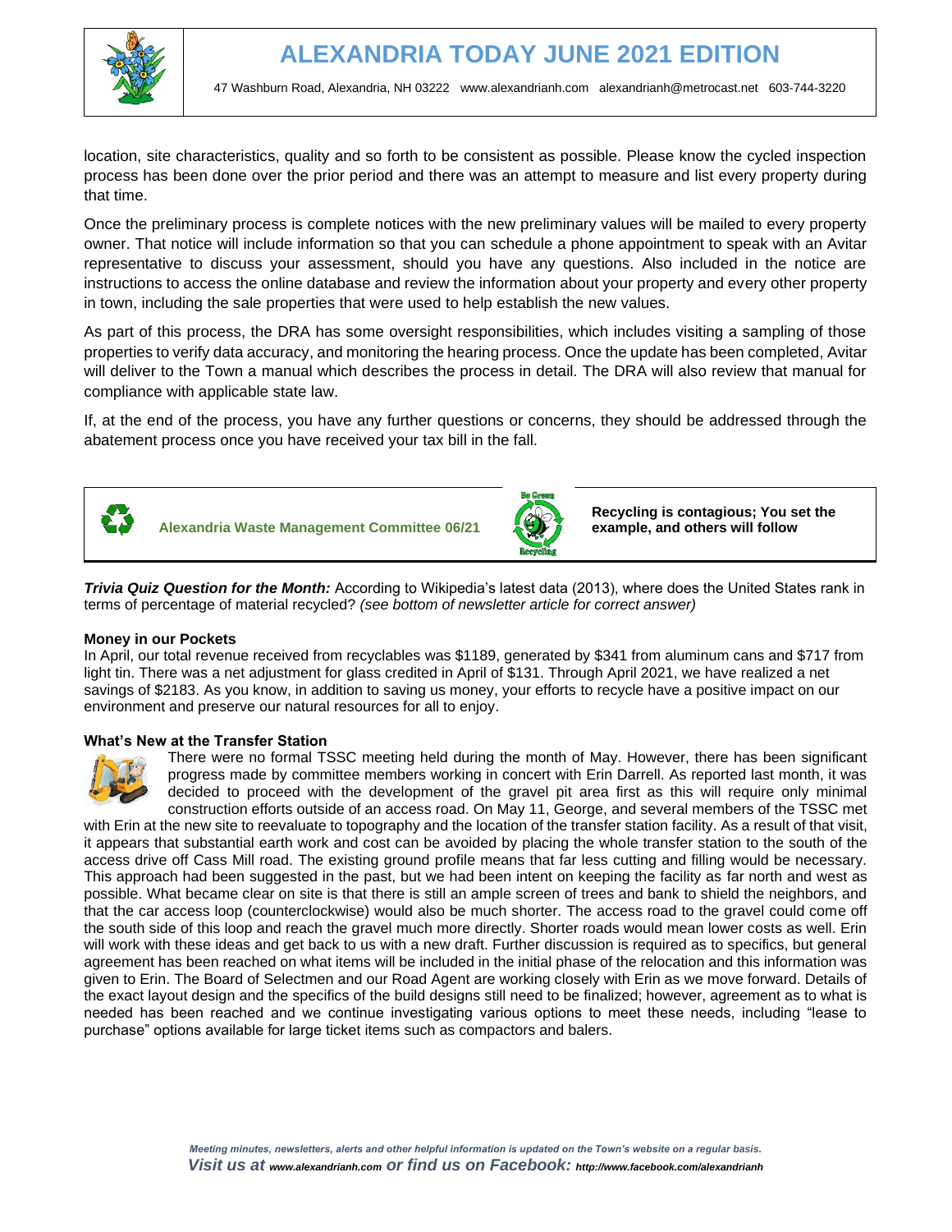location, site characteristics, quality and so forth to be consistent as possible. Please know the cycled inspection process has been done over the prior period and there was an attempt to measure and list every property during that time.

Once the preliminary process is complete notices with the new preliminary values will be mailed to every property owner. That notice will include information so that you can schedule a phone appointment to speak with an Avitar representative to discuss your assessment, should you have any questions. Also included in the notice are instructions to access the online database and review the information about your property and every other property in town, including the sale properties that were used to help establish the new values.

As part of this process, the DRA has some oversight responsibilities, which includes visiting a sampling of those properties to verify data accuracy, and monitoring the hearing process. Once the update has been completed, Avitar will deliver to the Town a manual which describes the process in detail. The DRA will also review that manual for compliance with applicable state law.

If, at the end of the process, you have any further questions or concerns, they should be addressed through the abatement process once you have received your tax bill in the fall.

## Alexandria Waste Management Committee 06/21

**Recycling is contagious; You set the example, and others will follow**

***Trivia Quiz Question for the Month:*** According to Wikipedia's latest data (2013), where does the United States rank in terms of percentage of material recycled? *(see bottom of newsletter article for correct answer)*

### Money in our Pockets

In April, our total revenue received from recyclables was $1189, generated by $341 from aluminum cans and $717 from light tin. There was a net adjustment for glass credited in April of $131. Through April 2021, we have realized a net savings of $2183. As you know, in addition to saving us money, your efforts to recycle have a positive impact on our environment and preserve our natural resources for all to enjoy.

### What's New at the Transfer Station

There were no formal TSSC meeting held during the month of May. However, there has been significant progress made by committee members working in concert with Erin Darrell. As reported last month, it was decided to proceed with the development of the gravel pit area first as this will require only minimal construction efforts outside of an access road. On May 11, George, and several members of the TSSC met with Erin at the new site to reevaluate to topography and the location of the transfer station facility. As a result of that visit, it appears that substantial earth work and cost can be avoided by placing the whole transfer station to the south of the access drive off Cass Mill road. The existing ground profile means that far less cutting and filling would be necessary. This approach had been suggested in the past, but we had been intent on keeping the facility as far north and west as possible. What became clear on site is that there is still an ample screen of trees and bank to shield the neighbors, and that the car access loop (counterclockwise) would also be much shorter. The access road to the gravel could come off the south side of this loop and reach the gravel much more directly. Shorter roads would mean lower costs as well. Erin will work with these ideas and get back to us with a new draft. Further discussion is required as to specifics, but general agreement has been reached on what items will be included in the initial phase of the relocation and this information was given to Erin. The Board of Selectmen and our Road Agent are working closely with Erin as we move forward. Details of the exact layout design and the specifics of the build designs still need to be finalized; however, agreement as to what is needed has been reached and we continue investigating various options to meet these needs, including "lease to purchase" options available for large ticket items such as compactors and balers.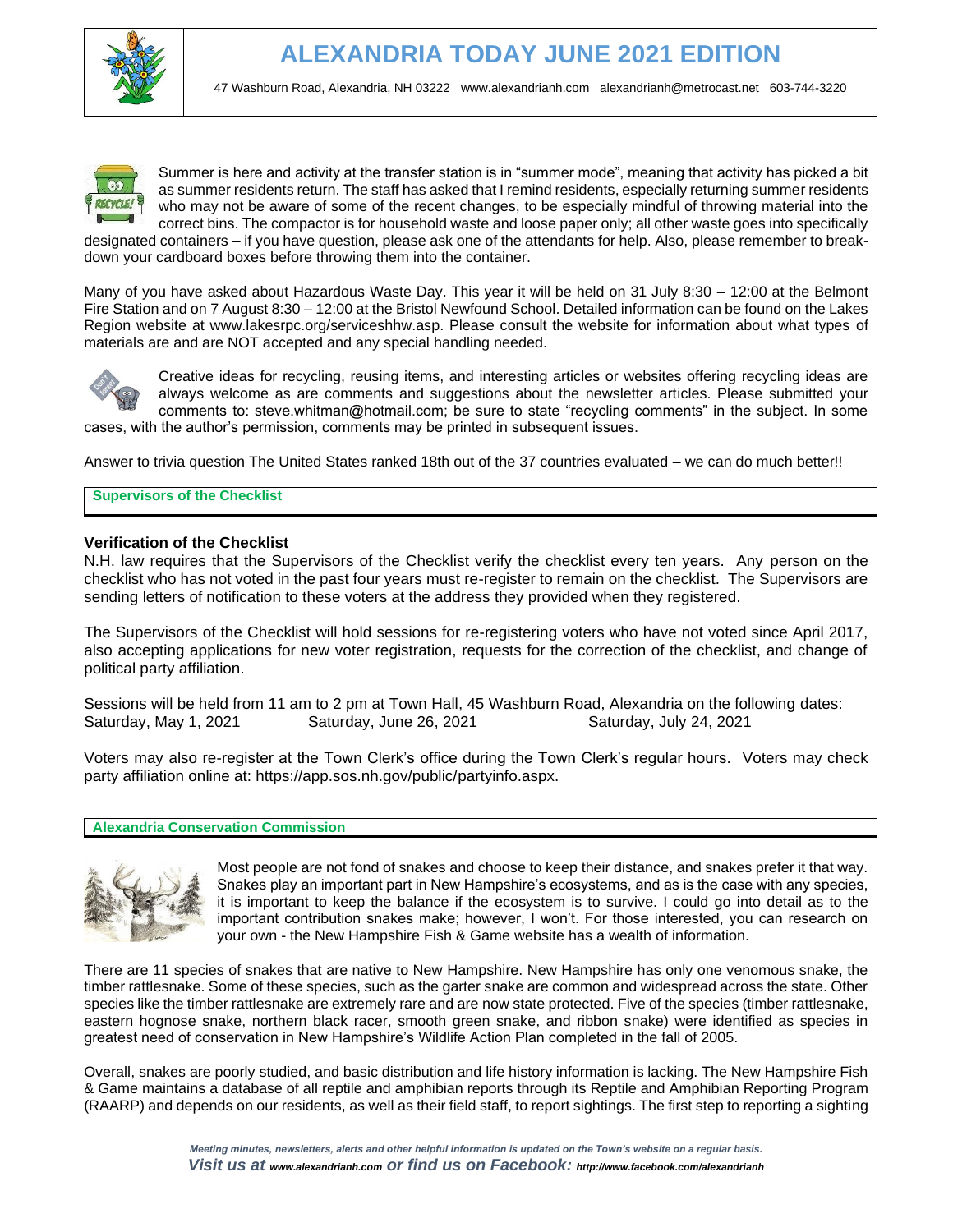# ALEXANDRIA TODAY JUNE 2021 EDITION

47 Washburn Road, Alexandria, NH 03222 www.alexandrianh.com alexandrianh@metrocast.net 603-744-3220

Summer is here and activity at the transfer station is in "summer mode", meaning that activity has picked a bit as summer residents return. The staff has asked that I remind residents, especially returning summer residents who may not be aware of some of the recent changes, to be especially mindful of throwing material into the correct bins. The compactor is for household waste and loose paper only; all other waste goes into specifically designated containers – if you have question, please ask one of the attendants for help. Also, please remember to break-down your cardboard boxes before throwing them into the container.

Many of you have asked about Hazardous Waste Day. This year it will be held on 31 July 8:30 – 12:00 at the Belmont Fire Station and on 7 August 8:30 – 12:00 at the Bristol Newfound School. Detailed information can be found on the Lakes Region website at www.lakesrpc.org/serviceshhw.asp. Please consult the website for information about what types of materials are and are NOT accepted and any special handling needed.

Creative ideas for recycling, reusing items, and interesting articles or websites offering recycling ideas are always welcome as are comments and suggestions about the newsletter articles. Please submitted your comments to: steve.whitman@hotmail.com; be sure to state "recycling comments" in the subject. In some cases, with the author's permission, comments may be printed in subsequent issues.

Answer to trivia question The United States ranked 18th out of the 37 countries evaluated – we can do much better!!

## Supervisors of the Checklist

### Verification of the Checklist

N.H. law requires that the Supervisors of the Checklist verify the checklist every ten years. Any person on the checklist who has not voted in the past four years must re-register to remain on the checklist. The Supervisors are sending letters of notification to these voters at the address they provided when they registered.

The Supervisors of the Checklist will hold sessions for re-registering voters who have not voted since April 2017, also accepting applications for new voter registration, requests for the correction of the checklist, and change of political party affiliation.

Sessions will be held from 11 am to 2 pm at Town Hall, 45 Washburn Road, Alexandria on the following dates:
Saturday, May 1, 2021 Saturday, June 26, 2021 Saturday, July 24, 2021

Voters may also re-register at the Town Clerk's office during the Town Clerk's regular hours. Voters may check party affiliation online at: https://app.sos.nh.gov/public/partyinfo.aspx.

## Alexandria Conservation Commission

Most people are not fond of snakes and choose to keep their distance, and snakes prefer it that way. Snakes play an important part in New Hampshire's ecosystems, and as is the case with any species, it is important to keep the balance if the ecosystem is to survive. I could go into detail as to the important contribution snakes make; however, I won't. For those interested, you can research on your own - the New Hampshire Fish & Game website has a wealth of information.

There are 11 species of snakes that are native to New Hampshire. New Hampshire has only one venomous snake, the timber rattlesnake. Some of these species, such as the garter snake are common and widespread across the state. Other species like the timber rattlesnake are extremely rare and are now state protected. Five of the species (timber rattlesnake, eastern hognose snake, northern black racer, smooth green snake, and ribbon snake) were identified as species in greatest need of conservation in New Hampshire's Wildlife Action Plan completed in the fall of 2005.

Overall, snakes are poorly studied, and basic distribution and life history information is lacking. The New Hampshire Fish & Game maintains a database of all reptile and amphibian reports through its Reptile and Amphibian Reporting Program (RAARP) and depends on our residents, as well as their field staff, to report sightings. The first step to reporting a sighting

*Meeting minutes, newsletters, alerts and other helpful information is updated on the Town's website on a regular basis.*
*Visit us at www.alexandrianh.com or find us on Facebook: http://www.facebook.com/alexandrianh*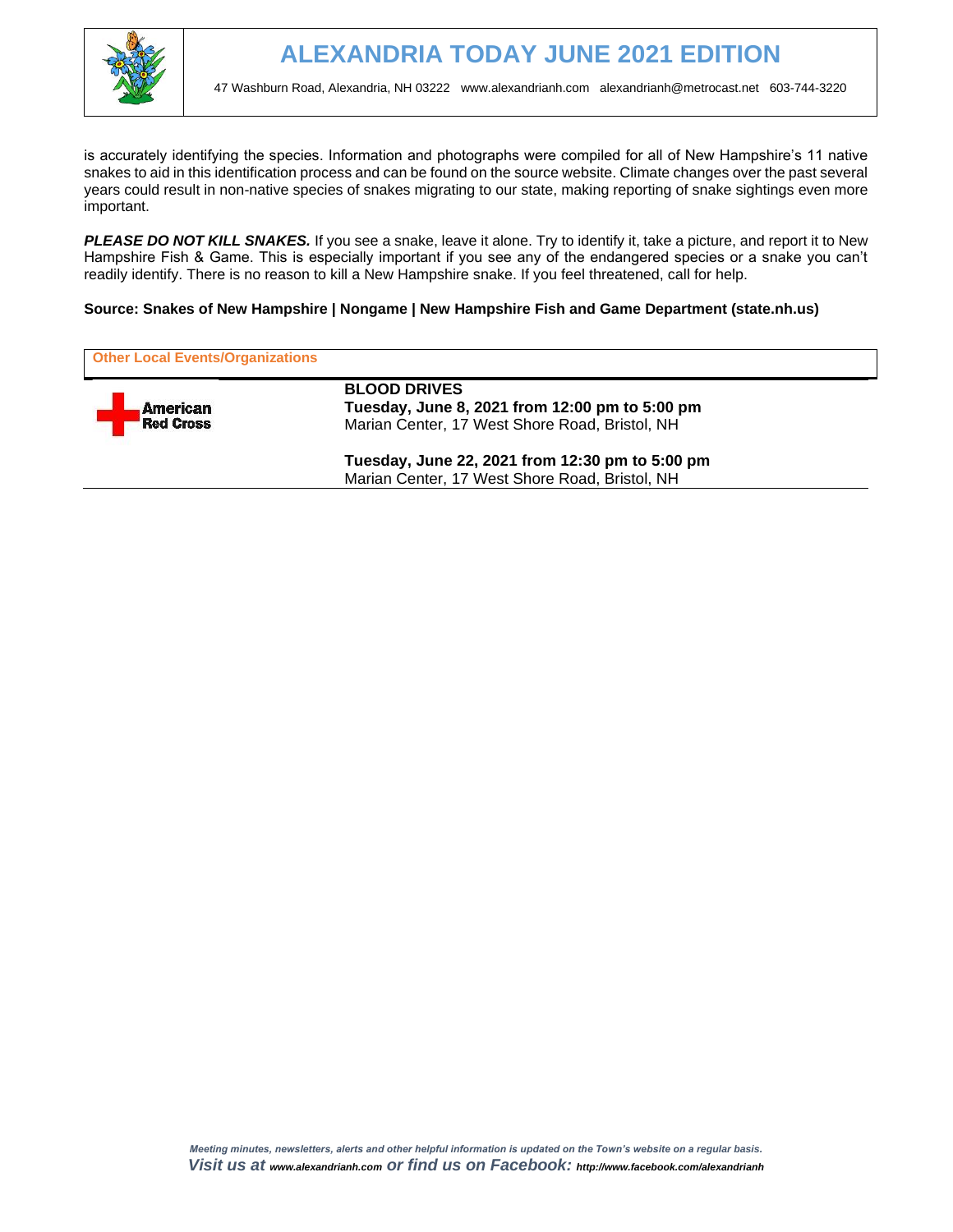is accurately identifying the species. Information and photographs were compiled for all of New Hampshire's 11 native snakes to aid in this identification process and can be found on the source website. Climate changes over the past several years could result in non-native species of snakes migrating to our state, making reporting of snake sightings even more important.

***PLEASE DO NOT KILL SNAKES.*** If you see a snake, leave it alone. Try to identify it, take a picture, and report it to New Hampshire Fish & Game. This is especially important if you see any of the endangered species or a snake you can't readily identify. There is no reason to kill a New Hampshire snake. If you feel threatened, call for help.

**Source: Snakes of New Hampshire | Nongame | New Hampshire Fish and Game Department (state.nh.us)**

## Other Local Events/Organizations

American Red Cross

**BLOOD DRIVES**

**Tuesday, June 8, 2021 from 12:00 pm to 5:00 pm**
Marian Center, 17 West Shore Road, Bristol, NH

**Tuesday, June 22, 2021 from 12:30 pm to 5:00 pm**
Marian Center, 17 West Shore Road, Bristol, NH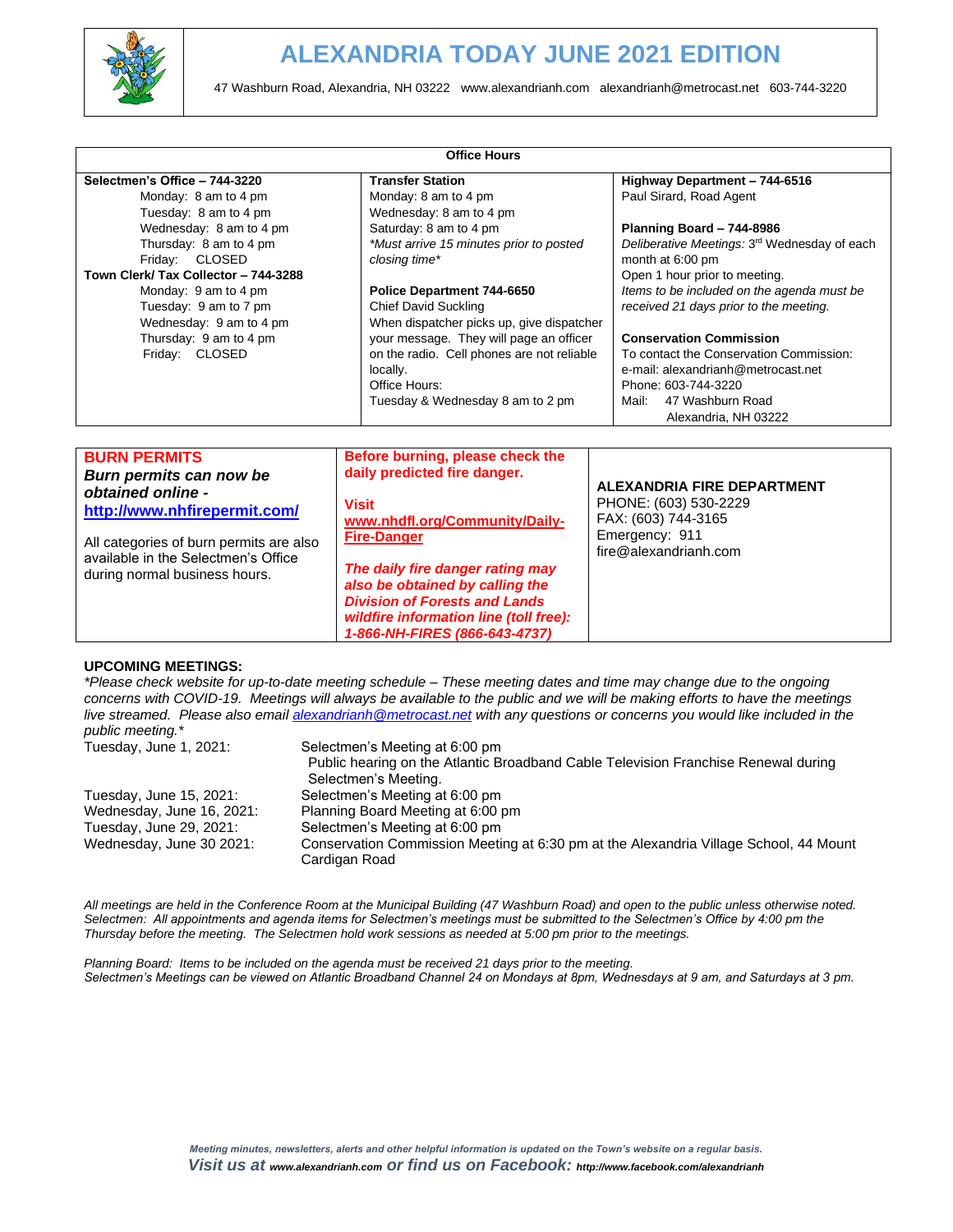# ALEXANDRIA TODAY JUNE 2021 EDITION

47 Washburn Road, Alexandria, NH 03222 www.alexandrianh.com alexandrianh@metrocast.net 603-744-3220

**Office Hours**

| | | |
|---|---|---|
| **Selectmen's Office – 744-3220**<br>Monday: 8 am to 4 pm<br>Tuesday: 8 am to 4 pm<br>Wednesday: 8 am to 4 pm<br>Thursday: 8 am to 4 pm<br>Friday: CLOSED<br>**Town Clerk/ Tax Collector – 744-3288**<br>Monday: 9 am to 4 pm<br>Tuesday: 9 am to 7 pm<br>Wednesday: 9 am to 4 pm<br>Thursday: 9 am to 4 pm<br>Friday: CLOSED | **Transfer Station**<br>Monday: 8 am to 4 pm<br>Wednesday: 8 am to 4 pm<br>Saturday: 8 am to 4 pm<br>*\*Must arrive 15 minutes prior to posted closing time\**<br><br>**Police Department 744-6650**<br>Chief David Suckling<br>When dispatcher picks up, give dispatcher your message. They will page an officer on the radio. Cell phones are not reliable locally.<br>Office Hours:<br>Tuesday & Wednesday 8 am to 2 pm | **Highway Department – 744-6516**<br>Paul Sirard, Road Agent<br><br>**Planning Board – 744-8986**<br>*Deliberative Meetings: 3rd Wednesday of each month at 6:00 pm*<br>Open 1 hour prior to meeting.<br>*Items to be included on the agenda must be received 21 days prior to the meeting.*<br><br>**Conservation Commission**<br>To contact the Conservation Commission:<br>e-mail: alexandrianh@metrocast.net<br>Phone: 603-744-3220<br>Mail: 47 Washburn Road<br>Alexandria, NH 03222 |

| | | |
|---|---|---|
| **BURN PERMITS**<br>***Burn permits can now be obtained online -***<br>**http://www.nhfirepermit.com/**<br><br>All categories of burn permits are also available in the Selectmen's Office during normal business hours. | **Before burning, please check the daily predicted fire danger.**<br><br>**Visit**<br>**www.nhdfl.org/Community/Daily-Fire-Danger**<br><br>***The daily fire danger rating may also be obtained by calling the Division of Forests and Lands wildfire information line (toll free): 1-866-NH-FIRES (866-643-4737)*** | **ALEXANDRIA FIRE DEPARTMENT**<br>PHONE: (603) 530-2229<br>FAX: (603) 744-3165<br>Emergency: 911<br>fire@alexandrianh.com |

**UPCOMING MEETINGS:**

*\*Please check website for up-to-date meeting schedule – These meeting dates and time may change due to the ongoing concerns with COVID-19. Meetings will always be available to the public and we will be making efforts to have the meetings live streamed. Please also email alexandrianh@metrocast.net with any questions or concerns you would like included in the public meeting.\**

| | |
|---|---|
| Tuesday, June 1, 2021: | Selectmen's Meeting at 6:00 pm<br>Public hearing on the Atlantic Broadband Cable Television Franchise Renewal during Selectmen's Meeting. |
| Tuesday, June 15, 2021: | Selectmen's Meeting at 6:00 pm |
| Wednesday, June 16, 2021: | Planning Board Meeting at 6:00 pm |
| Tuesday, June 29, 2021: | Selectmen's Meeting at 6:00 pm |
| Wednesday, June 30 2021: | Conservation Commission Meeting at 6:30 pm at the Alexandria Village School, 44 Mount Cardigan Road |

*All meetings are held in the Conference Room at the Municipal Building (47 Washburn Road) and open to the public unless otherwise noted. Selectmen: All appointments and agenda items for Selectmen's meetings must be submitted to the Selectmen's Office by 4:00 pm the Thursday before the meeting. The Selectmen hold work sessions as needed at 5:00 pm prior to the meetings.*

*Planning Board: Items to be included on the agenda must be received 21 days prior to the meeting.*
*Selectmen's Meetings can be viewed on Atlantic Broadband Channel 24 on Mondays at 8pm, Wednesdays at 9 am, and Saturdays at 3 pm.*

***Meeting minutes, newsletters, alerts and other helpful information is updated on the Town's website on a regular basis.***
***Visit us at www.alexandrianh.com or find us on Facebook: http://www.facebook.com/alexandrianh***